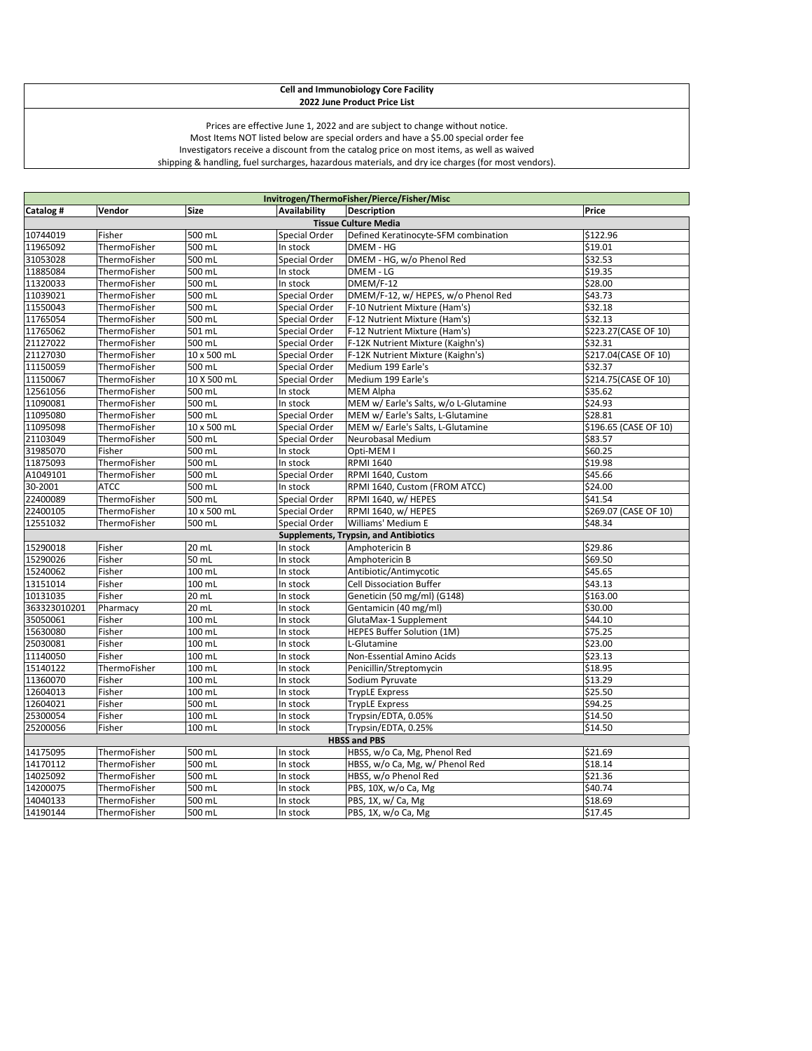**Cell and Immunobiology Core Facility**
**2022 June Product Price List**

Prices are effective June 1, 2022 and are subject to change without notice.
Most Items NOT listed below are special orders and have a $5.00 special order fee
Investigators receive a discount from the catalog price on most items, as well as waived
shipping & handling, fuel surcharges, hazardous materials, and dry ice charges (for most vendors).

| Invitrogen/ThermoFisher/Pierce/Fisher/Misc | | | | | |
|---|---|---|---|---|---|
| **Catalog #** | **Vendor** | **Size** | **Availability** | **Description** | **Price** |
| | | | | **Tissue Culture Media** | |
| 10744019 | Fisher | 500 mL | Special Order | Defined Keratinocyte-SFM combination | $122.96 |
| 11965092 | ThermoFisher | 500 mL | In stock | DMEM - HG | $19.01 |
| 31053028 | ThermoFisher | 500 mL | Special Order | DMEM - HG, w/o Phenol Red | $32.53 |
| 11885084 | ThermoFisher | 500 mL | In stock | DMEM - LG | $19.35 |
| 11320033 | ThermoFisher | 500 mL | In stock | DMEM/F-12 | $28.00 |
| 11039021 | ThermoFisher | 500 mL | Special Order | DMEM/F-12, w/ HEPES, w/o Phenol Red | $43.73 |
| 11550043 | ThermoFisher | 500 mL | Special Order | F-10 Nutrient Mixture (Ham's) | $32.18 |
| 11765054 | ThermoFisher | 500 mL | Special Order | F-12 Nutrient Mixture (Ham's) | $32.13 |
| 11765062 | ThermoFisher | 501 mL | Special Order | F-12 Nutrient Mixture (Ham's) | $223.27(CASE OF 10) |
| 21127022 | ThermoFisher | 500 mL | Special Order | F-12K Nutrient Mixture (Kaighn's) | $32.31 |
| 21127030 | ThermoFisher | 10 x 500 mL | Special Order | F-12K Nutrient Mixture (Kaighn's) | $217.04(CASE OF 10) |
| 11150059 | ThermoFisher | 500 mL | Special Order | Medium 199 Earle's | $32.37 |
| 11150067 | ThermoFisher | 10 X 500 mL | Special Order | Medium 199 Earle's | $214.75(CASE OF 10) |
| 12561056 | ThermoFisher | 500 mL | In stock | MEM Alpha | $35.62 |
| 11090081 | ThermoFisher | 500 mL | In stock | MEM w/ Earle's Salts, w/o L-Glutamine | $24.93 |
| 11095080 | ThermoFisher | 500 mL | Special Order | MEM w/ Earle's Salts, L-Glutamine | $28.81 |
| 11095098 | ThermoFisher | 10 x 500 mL | Special Order | MEM w/ Earle's Salts, L-Glutamine | $196.65 (CASE OF 10) |
| 21103049 | ThermoFisher | 500 mL | Special Order | Neurobasal Medium | $83.57 |
| 31985070 | Fisher | 500 mL | In stock | Opti-MEM I | $60.25 |
| 11875093 | ThermoFisher | 500 mL | In stock | RPMI 1640 | $19.98 |
| A1049101 | ThermoFisher | 500 mL | Special Order | RPMI 1640, Custom | $45.66 |
| 30-2001 | ATCC | 500 mL | In stock | RPMI 1640, Custom (FROM ATCC) | $24.00 |
| 22400089 | ThermoFisher | 500 mL | Special Order | RPMI 1640, w/ HEPES | $41.54 |
| 22400105 | ThermoFisher | 10 x 500 mL | Special Order | RPMI 1640, w/ HEPES | $269.07 (CASE OF 10) |
| 12551032 | ThermoFisher | 500 mL | Special Order | Williams' Medium E | $48.34 |
| | | | | **Supplements, Trypsin, and Antibiotics** | |
| 15290018 | Fisher | 20 mL | In stock | Amphotericin B | $29.86 |
| 15290026 | Fisher | 50 mL | In stock | Amphotericin B | $69.50 |
| 15240062 | Fisher | 100 mL | In stock | Antibiotic/Antimycotic | $45.65 |
| 13151014 | Fisher | 100 mL | In stock | Cell Dissociation Buffer | $43.13 |
| 10131035 | Fisher | 20 mL | In stock | Geneticin (50 mg/ml) (G148) | $163.00 |
| 363323010201 | Pharmacy | 20 mL | In stock | Gentamicin (40 mg/ml) | $30.00 |
| 35050061 | Fisher | 100 mL | In stock | GlutaMax-1 Supplement | $44.10 |
| 15630080 | Fisher | 100 mL | In stock | HEPES Buffer Solution (1M) | $75.25 |
| 25030081 | Fisher | 100 mL | In stock | L-Glutamine | $23.00 |
| 11140050 | Fisher | 100 mL | In stock | Non-Essential Amino Acids | $23.13 |
| 15140122 | ThermoFisher | 100 mL | In stock | Penicillin/Streptomycin | $18.95 |
| 11360070 | Fisher | 100 mL | In stock | Sodium Pyruvate | $13.29 |
| 12604013 | Fisher | 100 mL | In stock | TrypLE Express | $25.50 |
| 12604021 | Fisher | 500 mL | In stock | TrypLE Express | $94.25 |
| 25300054 | Fisher | 100 mL | In stock | Trypsin/EDTA, 0.05% | $14.50 |
| 25200056 | Fisher | 100 mL | In stock | Trypsin/EDTA, 0.25% | $14.50 |
| | | | | **HBSS and PBS** | |
| 14175095 | ThermoFisher | 500 mL | In stock | HBSS, w/o Ca, Mg, Phenol Red | $21.69 |
| 14170112 | ThermoFisher | 500 mL | In stock | HBSS, w/o Ca, Mg, w/ Phenol Red | $18.14 |
| 14025092 | ThermoFisher | 500 mL | In stock | HBSS, w/o Phenol Red | $21.36 |
| 14200075 | ThermoFisher | 500 mL | In stock | PBS, 10X, w/o Ca, Mg | $40.74 |
| 14040133 | ThermoFisher | 500 mL | In stock | PBS, 1X, w/ Ca, Mg | $18.69 |
| 14190144 | ThermoFisher | 500 mL | In stock | PBS, 1X, w/o Ca, Mg | $17.45 |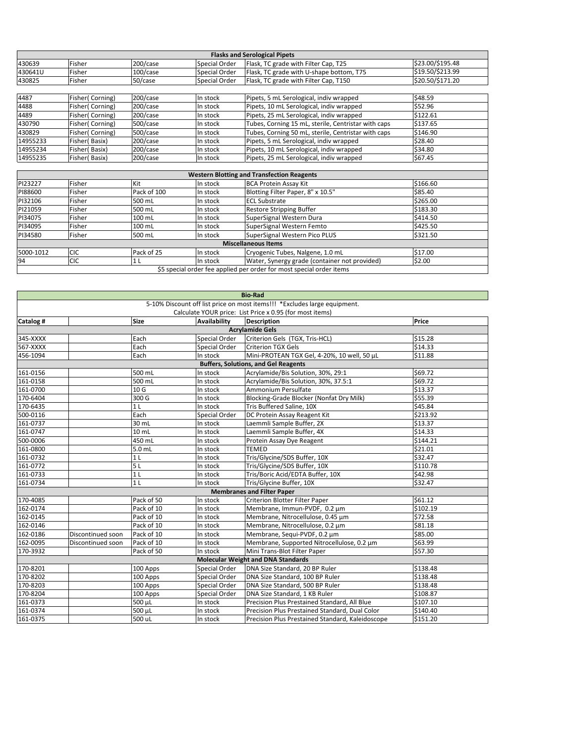| | | | | | |
|---|---|---|---|---|---|
| **Flasks and Serological Pipets** | | | | | |
| 430639 | Fisher | 200/case | Special Order | Flask, TC grade with Filter Cap, T25 | $23.00/$195.48 |
| 430641U | Fisher | 100/case | Special Order | Flask, TC grade with U-shape bottom, T75 | $19.50/$213.99 |
| 430825 | Fisher | 50/case | Special Order | Flask, TC grade with Filter Cap, T150 | $20.50/$171.20 |
| 4487 | Fisher( Corning) | 200/case | In stock | Pipets, 5 mL Serological, indiv wrapped | $48.59 |
| 4488 | Fisher( Corning) | 200/case | In stock | Pipets, 10 mL Serological, indiv wrapped | $52.96 |
| 4489 | Fisher( Corning) | 200/case | In stock | Pipets, 25 mL Serological, indiv wrapped | $122.61 |
| 430790 | Fisher( Corning) | 500/case | In stock | Tubes, Corning 15 mL, sterile, Centristar with caps | $137.65 |
| 430829 | Fisher( Corning) | 500/case | In stock | Tubes, Corning 50 mL, sterile, Centristar with caps | $146.90 |
| 14955233 | Fisher( Basix) | 200/case | In stock | Pipets, 5 mL Serological, indiv wrapped | $28.40 |
| 14955234 | Fisher( Basix) | 200/case | In stock | Pipets, 10 mL Serological, indiv wrapped | $34.80 |
| 14955235 | Fisher( Basix) | 200/case | In stock | Pipets, 25 mL Serological, indiv wrapped | $67.45 |
| **Western Blotting and Transfection Reagents** | | | | | |
| PI23227 | Fisher | Kit | In stock | BCA Protein Assay Kit | $166.60 |
| PI88600 | Fisher | Pack of 100 | In stock | Blotting Filter Paper, 8" x 10.5" | $85.40 |
| PI32106 | Fisher | 500 mL | In stock | ECL Substrate | $265.00 |
| PI21059 | Fisher | 500 mL | In stock | Restore Stripping Buffer | $183.30 |
| PI34075 | Fisher | 100 mL | In stock | SuperSignal Western Dura | $414.50 |
| PI34095 | Fisher | 100 mL | In stock | SuperSignal Western Femto | $425.50 |
| PI34580 | Fisher | 500 mL | In stock | SuperSignal Western Pico PLUS | $321.50 |
| **Miscellaneous Items** | | | | | |
| 5000-1012 | CIC | Pack of 25 | In stock | Cryogenic Tubes, Nalgene, 1.0 mL | $17.00 |
| 94 | CIC | 1 L | In stock | Water, Synergy grade (container not provided) | $2.00 |
| $5 special order fee applied per order for most special order items | | | | | |

| | | | | | |
|---|---|---|---|---|---|
| **Bio-Rad** | | | | | |
| 5-10% Discount off list price on most items!!! *Excludes large equipment. Calculate YOUR price: List Price x 0.95 (for most items) | | | | | |
| **Catalog #** | | **Size** | **Availability** | **Description** | **Price** |
| **Acrylamide Gels** | | | | | |
| 345-XXXX | | Each | Special Order | Criterion Gels (TGX, Tris-HCL) | $15.28 |
| 567-XXXX | | Each | Special Order | Criterion TGX Gels | $14.33 |
| 456-1094 | | Each | In stock | Mini-PROTEAN TGX Gel, 4-20%, 10 well, 50 µL | $11.88 |
| **Buffers, Solutions, and Gel Reagents** | | | | | |
| 161-0156 | | 500 mL | In stock | Acrylamide/Bis Solution, 30%, 29:1 | $69.72 |
| 161-0158 | | 500 mL | In stock | Acrylamide/Bis Solution, 30%, 37.5:1 | $69.72 |
| 161-0700 | | 10 G | In stock | Ammonium Persulfate | $13.37 |
| 170-6404 | | 300 G | In stock | Blocking-Grade Blocker (Nonfat Dry Milk) | $55.39 |
| 170-6435 | | 1 L | In stock | Tris Buffered Saline, 10X | $45.84 |
| 500-0116 | | Each | Special Order | DC Protein Assay Reagent Kit | $213.92 |
| 161-0737 | | 30 mL | In stock | Laemmli Sample Buffer, 2X | $13.37 |
| 161-0747 | | 10 mL | In stock | Laemmli Sample Buffer, 4X | $14.33 |
| 500-0006 | | 450 mL | In stock | Protein Assay Dye Reagent | $144.21 |
| 161-0800 | | 5.0 mL | In stock | TEMED | $21.01 |
| 161-0732 | | 1 L | In stock | Tris/Glycine/SDS Buffer, 10X | $32.47 |
| 161-0772 | | 5 L | In stock | Tris/Glycine/SDS Buffer, 10X | $110.78 |
| 161-0733 | | 1 L | In stock | Tris/Boric Acid/EDTA Buffer, 10X | $42.98 |
| 161-0734 | | 1 L | In stock | Tris/Glycine Buffer, 10X | $32.47 |
| **Membranes and Filter Paper** | | | | | |
| 170-4085 | | Pack of 50 | In stock | Criterion Blotter Filter Paper | $61.12 |
| 162-0174 | | Pack of 10 | In stock | Membrane, Immun-PVDF, 0.2 µm | $102.19 |
| 162-0145 | | Pack of 10 | In stock | Membrane, Nitrocellulose, 0.45 µm | $72.58 |
| 162-0146 | | Pack of 10 | In stock | Membrane, Nitrocellulose, 0.2 µm | $81.18 |
| 162-0186 | Discontinued soon | Pack of 10 | In stock | Membrane, Sequi-PVDF, 0.2 µm | $85.00 |
| 162-0095 | Discontinued soon | Pack of 10 | In stock | Membrane, Supported Nitrocellulose, 0.2 µm | $63.99 |
| 170-3932 | | Pack of 50 | In stock | Mini Trans-Blot Filter Paper | $57.30 |
| **Molecular Weight and DNA Standards** | | | | | |
| 170-8201 | | 100 Apps | Special Order | DNA Size Standard, 20 BP Ruler | $138.48 |
| 170-8202 | | 100 Apps | Special Order | DNA Size Standard, 100 BP Ruler | $138.48 |
| 170-8203 | | 100 Apps | Special Order | DNA Size Standard, 500 BP Ruler | $138.48 |
| 170-8204 | | 100 Apps | Special Order | DNA Size Standard, 1 KB Ruler | $108.87 |
| 161-0373 | | 500 µL | In stock | Precision Plus Prestained Standard, All Blue | $107.10 |
| 161-0374 | | 500 µL | In stock | Precision Plus Prestained Standard, Dual Color | $140.40 |
| 161-0375 | | 500 uL | In stock | Precision Plus Prestained Standard, Kaleidoscope | $151.20 |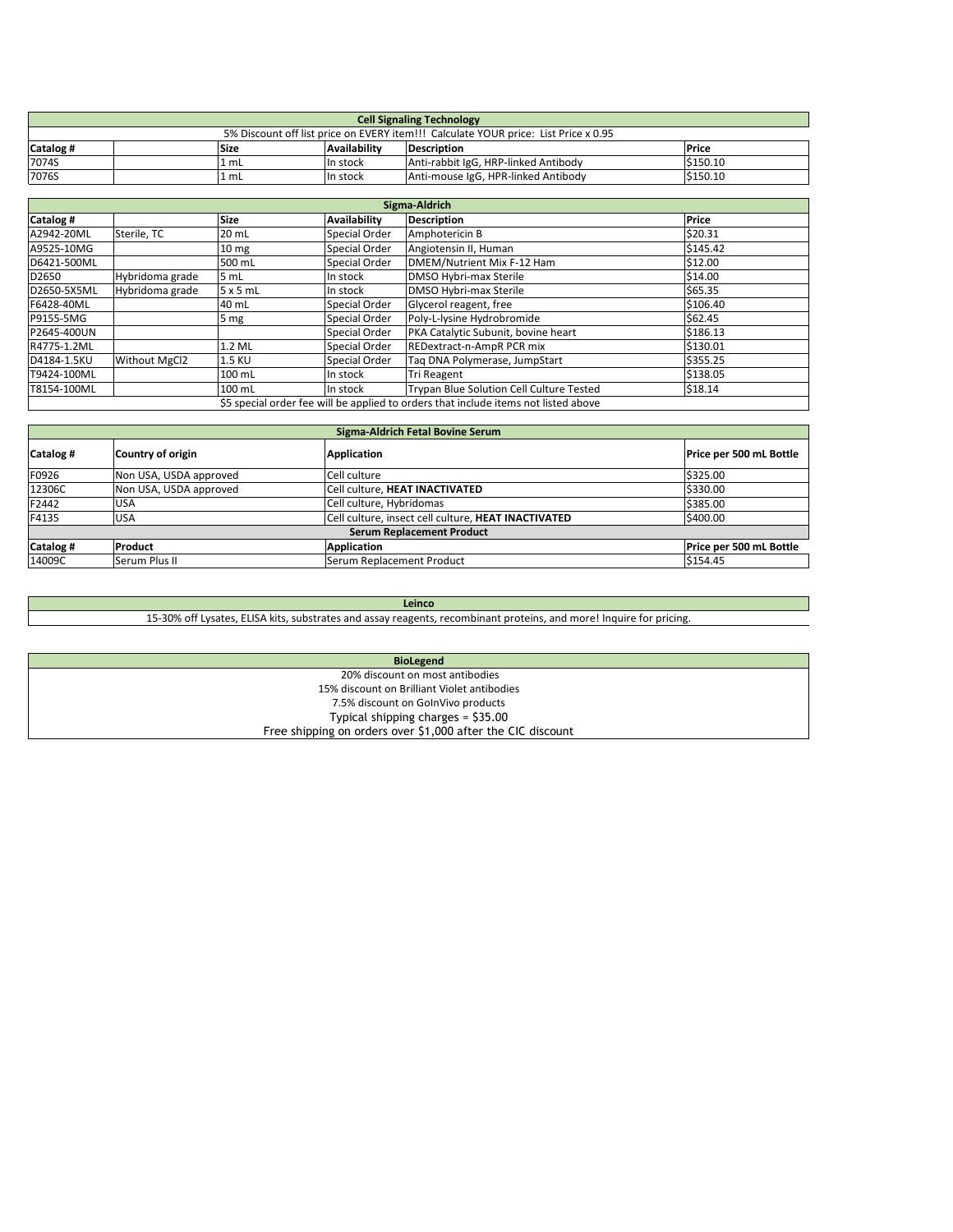## Cell Signaling Technology

5% Discount off list price on EVERY item!!! Calculate YOUR price: List Price x 0.95

| Catalog # | | Size | Availability | Description | Price |
|---|---|---|---|---|---|
| 7074S | | 1 mL | In stock | Anti-rabbit IgG, HRP-linked Antibody | $150.10 |
| 7076S | | 1 mL | In stock | Anti-mouse IgG, HPR-linked Antibody | $150.10 |

## Sigma-Aldrich

| Catalog # | | Size | Availability | Description | Price |
|---|---|---|---|---|---|
| A2942-20ML | Sterile, TC | 20 mL | Special Order | Amphotericin B | $20.31 |
| A9525-10MG | | 10 mg | Special Order | Angiotensin II, Human | $145.42 |
| D6421-500ML | | 500 mL | Special Order | DMEM/Nutrient Mix F-12 Ham | $12.00 |
| D2650 | Hybridoma grade | 5 mL | In stock | DMSO Hybri-max Sterile | $14.00 |
| D2650-5X5ML | Hybridoma grade | 5 x 5 mL | In stock | DMSO Hybri-max Sterile | $65.35 |
| F6428-40ML | | 40 mL | Special Order | Glycerol reagent, free | $106.40 |
| P9155-5MG | | 5 mg | Special Order | Poly-L-lysine Hydrobromide | $62.45 |
| P2645-400UN | | | Special Order | PKA Catalytic Subunit, bovine heart | $186.13 |
| R4775-1.2ML | | 1.2 ML | Special Order | REDextract-n-AmpR PCR mix | $130.01 |
| D4184-1.5KU | Without MgCl2 | 1.5 KU | Special Order | Taq DNA Polymerase, JumpStart | $355.25 |
| T9424-100ML | | 100 mL | In stock | Tri Reagent | $138.05 |
| T8154-100ML | | 100 mL | In stock | Trypan Blue Solution Cell Culture Tested | $18.14 |

$5 special order fee will be applied to orders that include items not listed above

## Sigma-Aldrich Fetal Bovine Serum

| Catalog # | Country of origin | Application | Price per 500 mL Bottle |
|---|---|---|---|
| F0926 | Non USA, USDA approved | Cell culture | $325.00 |
| 12306C | Non USA, USDA approved | Cell culture, **HEAT INACTIVATED** | $330.00 |
| F2442 | USA | Cell culture, Hybridomas | $385.00 |
| F4135 | USA | Cell culture, insect cell culture, **HEAT INACTIVATED** | $400.00 |
| **Serum Replacement Product** | | | |
| **Catalog #** | **Product** | **Application** | **Price per 500 mL Bottle** |
| 14009C | Serum Plus II | Serum Replacement Product | $154.45 |

## Leinco

15-30% off Lysates, ELISA kits, substrates and assay reagents, recombinant proteins, and more! Inquire for pricing.

## BioLegend

20% discount on most antibodies

15% discount on Brilliant Violet antibodies

7.5% discount on GoInVivo products

Typical shipping charges = $35.00

Free shipping on orders over $1,000 after the CIC discount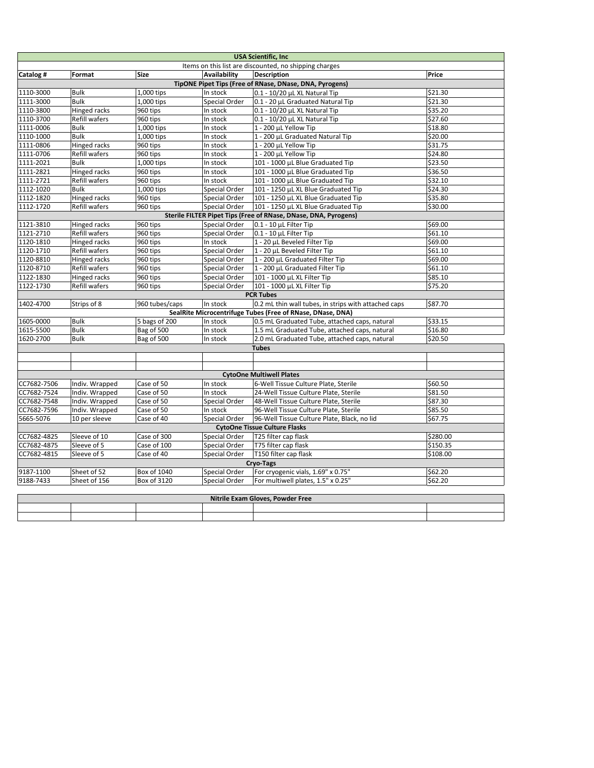| USA Scientific, Inc | | | | | |
|---|---|---|---|---|---|
| Items on this list are discounted, no shipping charges | | | | | |
| **Catalog #** | **Format** | **Size** | **Availability** | **Description** | **Price** |
| **TipONE Pipet Tips (Free of RNase, DNase, DNA, Pyrogens)** | | | | | |
| 1110-3000 | Bulk | 1,000 tips | In stock | 0.1 - 10/20 µL XL Natural Tip | $21.30 |
| 1111-3000 | Bulk | 1,000 tips | Special Order | 0.1 - 20 µL Graduated Natural Tip | $21.30 |
| 1110-3800 | Hinged racks | 960 tips | In stock | 0.1 - 10/20 µL XL Natural Tip | $35.20 |
| 1110-3700 | Refill wafers | 960 tips | In stock | 0.1 - 10/20 µL XL Natural Tip | $27.60 |
| 1111-0006 | Bulk | 1,000 tips | In stock | 1 - 200 µL Yellow Tip | $18.80 |
| 1110-1000 | Bulk | 1,000 tips | In stock | 1 - 200 µL Graduated Natural Tip | $20.00 |
| 1111-0806 | Hinged racks | 960 tips | In stock | 1 - 200 µL Yellow Tip | $31.75 |
| 1111-0706 | Refill wafers | 960 tips | In stock | 1 - 200 µL Yellow Tip | $24.80 |
| 1111-2021 | Bulk | 1,000 tips | In stock | 101 - 1000 µL Blue Graduated Tip | $23.50 |
| 1111-2821 | Hinged racks | 960 tips | In stock | 101 - 1000 µL Blue Graduated Tip | $36.50 |
| 1111-2721 | Refill wafers | 960 tips | In stock | 101 - 1000 µL Blue Graduated Tip | $32.10 |
| 1112-1020 | Bulk | 1,000 tips | Special Order | 101 - 1250 µL XL Blue Graduated Tip | $24.30 |
| 1112-1820 | Hinged racks | 960 tips | Special Order | 101 - 1250 µL XL Blue Graduated Tip | $35.80 |
| 1112-1720 | Refill wafers | 960 tips | Special Order | 101 - 1250 µL XL Blue Graduated Tip | $30.00 |
| **Sterile FILTER Pipet Tips (Free of RNase, DNase, DNA, Pyrogens)** | | | | | |
| 1121-3810 | Hinged racks | 960 tips | Special Order | 0.1 - 10 µL Filter Tip | $69.00 |
| 1121-2710 | Refill wafers | 960 tips | Special Order | 0.1 - 10 µL Filter Tip | $61.10 |
| 1120-1810 | Hinged racks | 960 tips | In stock | 1 - 20 µL Beveled Filter Tip | $69.00 |
| 1120-1710 | Refill wafers | 960 tips | Special Order | 1 - 20 µL Beveled Filter Tip | $61.10 |
| 1120-8810 | Hinged racks | 960 tips | Special Order | 1 - 200 µL Graduated Filter Tip | $69.00 |
| 1120-8710 | Refill wafers | 960 tips | Special Order | 1 - 200 µL Graduated Filter Tip | $61.10 |
| 1122-1830 | Hinged racks | 960 tips | Special Order | 101 - 1000 µL XL Filter Tip | $85.10 |
| 1122-1730 | Refill wafers | 960 tips | Special Order | 101 - 1000 µL XL Filter Tip | $75.20 |
| **PCR Tubes** | | | | | |
| 1402-4700 | Strips of 8 | 960 tubes/caps | In stock | 0.2 mL thin wall tubes, in strips with attached caps | $87.70 |
| **SealRite Microcentrifuge Tubes (Free of RNase, DNase, DNA)** | | | | | |
| 1605-0000 | Bulk | 5 bags of 200 | In stock | 0.5 mL Graduated Tube, attached caps, natural | $33.15 |
| 1615-5500 | Bulk | Bag of 500 | In stock | 1.5 mL Graduated Tube, attached caps, natural | $16.80 |
| 1620-2700 | Bulk | Bag of 500 | In stock | 2.0 mL Graduated Tube, attached caps, natural | $20.50 |
| **Tubes** | | | | | |
| | | | | | |
| | | | | | |
| **CytoOne Multiwell Plates** | | | | | |
| CC7682-7506 | Indiv. Wrapped | Case of 50 | In stock | 6-Well Tissue Culture Plate, Sterile | $60.50 |
| CC7682-7524 | Indiv. Wrapped | Case of 50 | In stock | 24-Well Tissue Culture Plate, Sterile | $81.50 |
| CC7682-7548 | Indiv. Wrapped | Case of 50 | Special Order | 48-Well Tissue Culture Plate, Sterile | $87.30 |
| CC7682-7596 | Indiv. Wrapped | Case of 50 | In stock | 96-Well Tissue Culture Plate, Sterile | $85.50 |
| 5665-5076 | 10 per sleeve | Case of 40 | Special Order | 96-Well Tissue Culture Plate, Black, no lid | $67.75 |
| **CytoOne Tissue Culture Flasks** | | | | | |
| CC7682-4825 | Sleeve of 10 | Case of 300 | Special Order | T25 filter cap flask | $280.00 |
| CC7682-4875 | Sleeve of 5 | Case of 100 | Special Order | T75 filter cap flask | $150.35 |
| CC7682-4815 | Sleeve of 5 | Case of 40 | Special Order | T150 filter cap flask | $108.00 |
| **Cryo-Tags** | | | | | |
| 9187-1100 | Sheet of 52 | Box of 1040 | Special Order | For cryogenic vials, 1.69" x 0.75" | $62.20 |
| 9188-7433 | Sheet of 156 | Box of 3120 | Special Order | For multiwell plates, 1.5" x 0.25" | $62.20 |

| Nitrile Exam Gloves, Powder Free | | | | | |
|---|---|---|---|---|---|
| | | | | | |
| | | | | | |